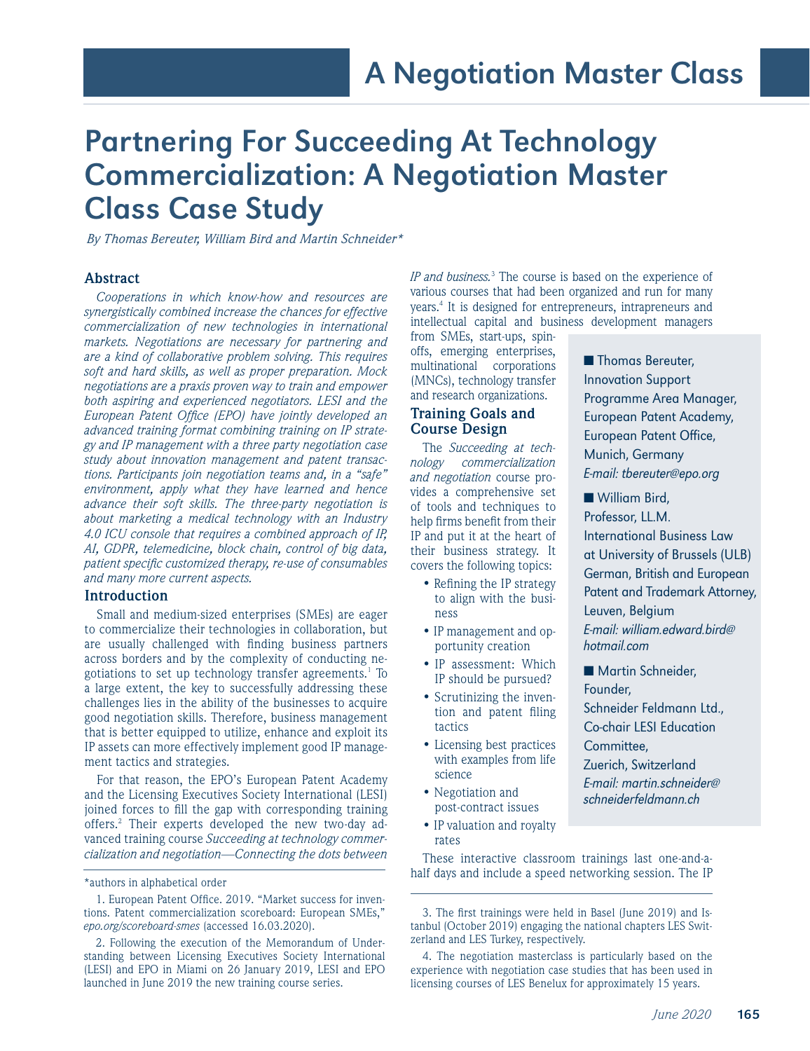# Partnering For Succeeding At Technology Commercialization: A Negotiation Master Class Case Study

*By Thomas Bereuter, William Bird and Martin Schneider\**

## Abstract

*Cooperations in which know-how and resources are synergistically combined increase the chances for effective commercialization of new technologies in international markets. Negotiations are necessary for partnering and are a kind of collaborative problem solving. This requires soft and hard skills, as well as proper preparation. Mock negotiations are a praxis proven way to train and empower both aspiring and experienced negotiators. LESI and the European Patent Office (EPO) have jointly developed an advanced training format combining training on IP strategy and IP management with a three party negotiation case study about innovation management and patent transactions. Participants join negotiation teams and, in a "safe" environment, apply what they have learned and hence advance their soft skills. The three-party negotiation is about marketing a medical technology with an Industry 4.0 ICU console that requires a combined approach of IP, AI, GDPR, telemedicine, block chain, control of big data, patient specific customized therapy, re-use of consumables and many more current aspects.*

## Introduction

Small and medium-sized enterprises (SMEs) are eager to commercialize their technologies in collaboration, but are usually challenged with finding business partners across borders and by the complexity of conducting negotiations to set up technology transfer agreements.[1] To a large extent, the key to successfully addressing these challenges lies in the ability of the businesses to acquire good negotiation skills. Therefore, business management that is better equipped to utilize, enhance and exploit its IP assets can more effectively implement good IP management tactics and strategies.

For that reason, the EPO's European Patent Academy and the Licensing Executives Society International (LESI) joined forces to fill the gap with corresponding training offers.[2] Their experts developed the new two-day advanced training course *Succeeding at technology commercialization and negotiation—Connecting the dots between IP and business.*[3] The course is based on the experience of various courses that had been organized and run for many years.[4] It is designed for entrepreneurs, intrapreneurs and intellectual capital and business development managers from SMEs, start-ups, spin-offs, emerging enterprises, multinational corporations (MNCs), technology transfer and research organizations.

■ Thomas Bereuter,
Innovation Support Programme Area Manager,
European Patent Academy,
European Patent Office,
Munich, Germany
*E-mail: tbereuter@epo.org*

■ William Bird,
Professor, LL.M.
International Business Law at University of Brussels (ULB)
German, British and European Patent and Trademark Attorney,
Leuven, Belgium
*E-mail: william.edward.bird@hotmail.com*

■ Martin Schneider,
Founder,
Schneider Feldmann Ltd.,
Co-chair LESI Education Committee,
Zuerich, Switzerland
*E-mail: martin.schneider@schneiderfeldmann.ch*

## Training Goals and Course Design

The *Succeeding at technology commercialization and negotiation* course provides a comprehensive set of tools and techniques to help firms benefit from their IP and put it at the heart of their business strategy. It covers the following topics:

- Refining the IP strategy to align with the business
- IP management and opportunity creation
- IP assessment: Which IP should be pursued?
- Scrutinizing the invention and patent filing tactics
- Licensing best practices with examples from life science
- Negotiation and post-contract issues
- IP valuation and royalty rates

These interactive classroom trainings last one-and-a-half days and include a speed networking session. The IP

---

\*authors in alphabetical order

1. European Patent Office. 2019. "Market success for inventions. Patent commercialization scoreboard: European SMEs," *epo.org/scoreboard-smes* (accessed 16.03.2020).

2. Following the execution of the Memorandum of Understanding between Licensing Executives Society International (LESI) and EPO in Miami on 26 January 2019, LESI and EPO launched in June 2019 the new training course series.

3. The first trainings were held in Basel (June 2019) and Istanbul (October 2019) engaging the national chapters LES Switzerland and LES Turkey, respectively.

4. The negotiation masterclass is particularly based on the experience with negotiation case studies that has been used in licensing courses of LES Benelux for approximately 15 years.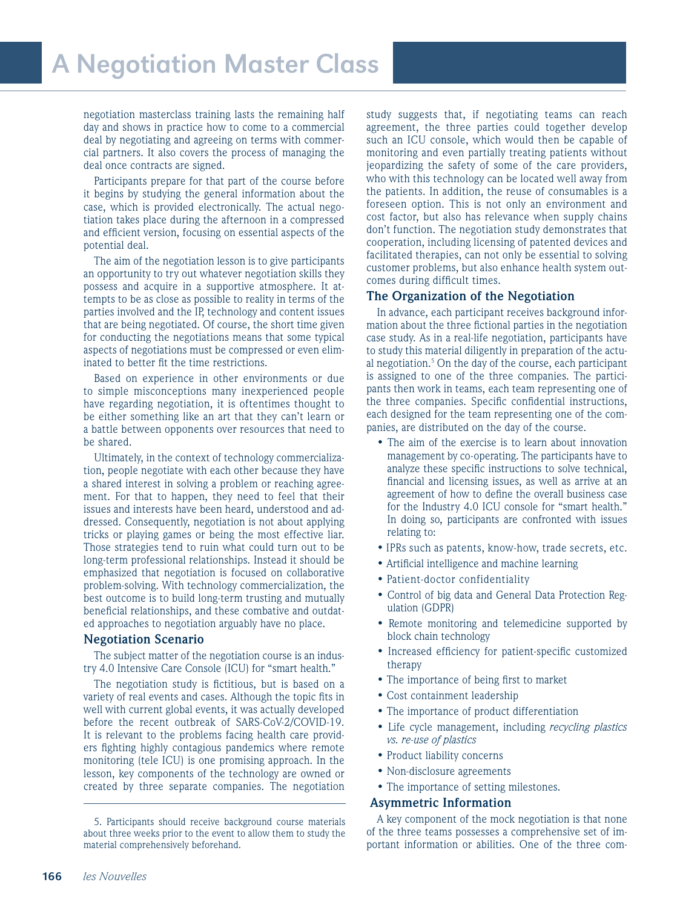negotiation masterclass training lasts the remaining half day and shows in practice how to come to a commercial deal by negotiating and agreeing on terms with commercial partners. It also covers the process of managing the deal once contracts are signed.

Participants prepare for that part of the course before it begins by studying the general information about the case, which is provided electronically. The actual negotiation takes place during the afternoon in a compressed and efficient version, focusing on essential aspects of the potential deal.

The aim of the negotiation lesson is to give participants an opportunity to try out whatever negotiation skills they possess and acquire in a supportive atmosphere. It attempts to be as close as possible to reality in terms of the parties involved and the IP, technology and content issues that are being negotiated. Of course, the short time given for conducting the negotiations means that some typical aspects of negotiations must be compressed or even eliminated to better fit the time restrictions.

Based on experience in other environments or due to simple misconceptions many inexperienced people have regarding negotiation, it is oftentimes thought to be either something like an art that they can't learn or a battle between opponents over resources that need to be shared.

Ultimately, in the context of technology commercialization, people negotiate with each other because they have a shared interest in solving a problem or reaching agreement. For that to happen, they need to feel that their issues and interests have been heard, understood and addressed. Consequently, negotiation is not about applying tricks or playing games or being the most effective liar. Those strategies tend to ruin what could turn out to be long-term professional relationships. Instead it should be emphasized that negotiation is focused on collaborative problem-solving. With technology commercialization, the best outcome is to build long-term trusting and mutually beneficial relationships, and these combative and outdated approaches to negotiation arguably have no place.

### Negotiation Scenario

The subject matter of the negotiation course is an industry 4.0 Intensive Care Console (ICU) for "smart health."

The negotiation study is fictitious, but is based on a variety of real events and cases. Although the topic fits in well with current global events, it was actually developed before the recent outbreak of SARS-CoV-2/COVID-19. It is relevant to the problems facing health care providers fighting highly contagious pandemics where remote monitoring (tele ICU) is one promising approach. In the lesson, key components of the technology are owned or created by three separate companies. The negotiation study suggests that, if negotiating teams can reach agreement, the three parties could together develop such an ICU console, which would then be capable of monitoring and even partially treating patients without jeopardizing the safety of some of the care providers, who with this technology can be located well away from the patients. In addition, the reuse of consumables is a foreseen option. This is not only an environment and cost factor, but also has relevance when supply chains don't function. The negotiation study demonstrates that cooperation, including licensing of patented devices and facilitated therapies, can not only be essential to solving customer problems, but also enhance health system outcomes during difficult times.

### The Organization of the Negotiation

In advance, each participant receives background information about the three fictional parties in the negotiation case study. As in a real-life negotiation, participants have to study this material diligently in preparation of the actual negotiation.[5] On the day of the course, each participant is assigned to one of the three companies. The participants then work in teams, each team representing one of the three companies. Specific confidential instructions, each designed for the team representing one of the companies, are distributed on the day of the course.

- The aim of the exercise is to learn about innovation management by co-operating. The participants have to analyze these specific instructions to solve technical, financial and licensing issues, as well as arrive at an agreement of how to define the overall business case for the Industry 4.0 ICU console for "smart health." In doing so, participants are confronted with issues relating to:
- IPRs such as patents, know-how, trade secrets, etc.
- Artificial intelligence and machine learning
- Patient-doctor confidentiality
- Control of big data and General Data Protection Regulation (GDPR)
- Remote monitoring and telemedicine supported by block chain technology
- Increased efficiency for patient-specific customized therapy
- The importance of being first to market
- Cost containment leadership
- The importance of product differentiation
- Life cycle management, including *recycling plastics vs. re-use of plastics*
- Product liability concerns
- Non-disclosure agreements
- The importance of setting milestones.

### Asymmetric Information

A key component of the mock negotiation is that none of the three teams possesses a comprehensive set of important information or abilities. One of the three com-

5. Participants should receive background course materials about three weeks prior to the event to allow them to study the material comprehensively beforehand.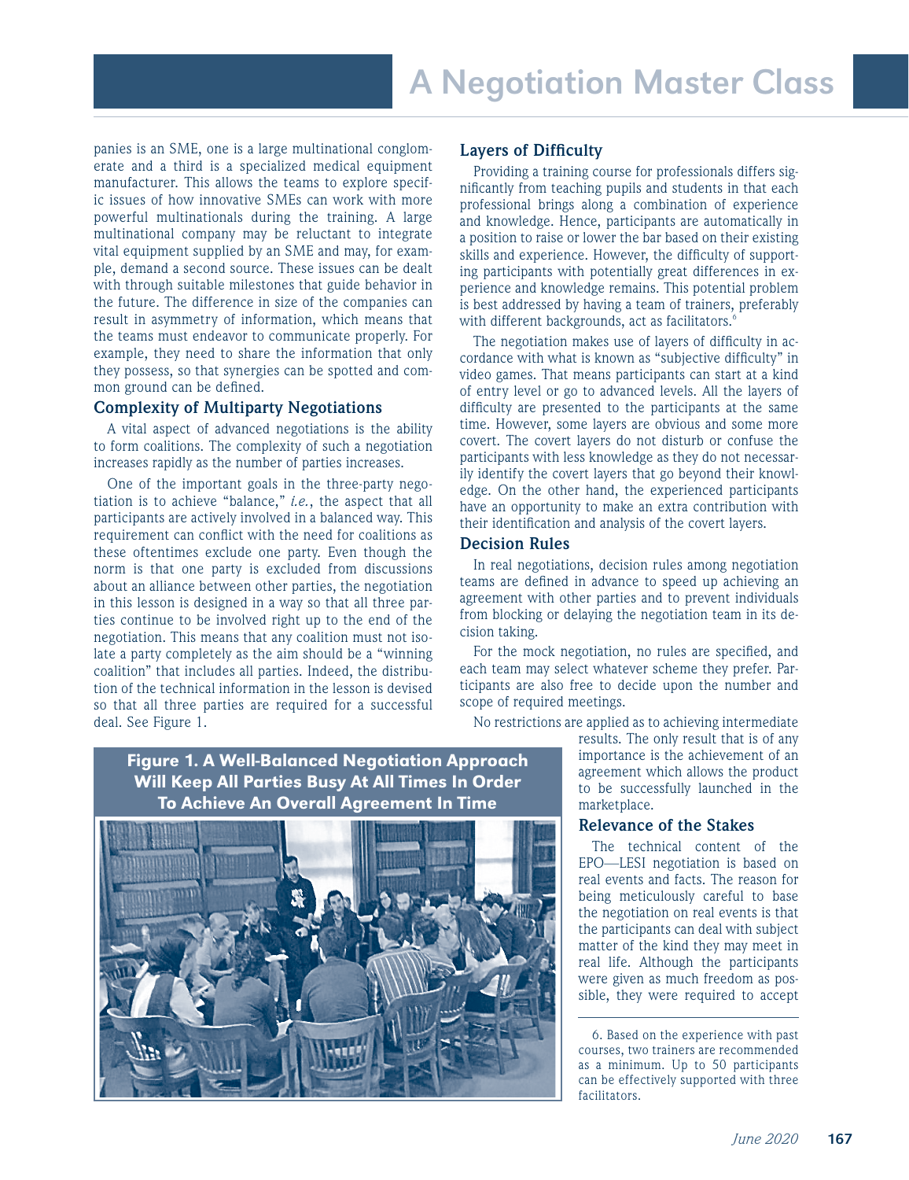panies is an SME, one is a large multinational conglomerate and a third is a specialized medical equipment manufacturer. This allows the teams to explore specific issues of how innovative SMEs can work with more powerful multinationals during the training. A large multinational company may be reluctant to integrate vital equipment supplied by an SME and may, for example, demand a second source. These issues can be dealt with through suitable milestones that guide behavior in the future. The difference in size of the companies can result in asymmetry of information, which means that the teams must endeavor to communicate properly. For example, they need to share the information that only they possess, so that synergies can be spotted and common ground can be defined.

### Complexity of Multiparty Negotiations

A vital aspect of advanced negotiations is the ability to form coalitions. The complexity of such a negotiation increases rapidly as the number of parties increases.

One of the important goals in the three-party negotiation is to achieve "balance," *i.e.*, the aspect that all participants are actively involved in a balanced way. This requirement can conflict with the need for coalitions as these oftentimes exclude one party. Even though the norm is that one party is excluded from discussions about an alliance between other parties, the negotiation in this lesson is designed in a way so that all three parties continue to be involved right up to the end of the negotiation. This means that any coalition must not isolate a party completely as the aim should be a "winning coalition" that includes all parties. Indeed, the distribution of the technical information in the lesson is devised so that all three parties are required for a successful deal. See Figure 1.

**Figure 1. A Well-Balanced Negotiation Approach Will Keep All Parties Busy At All Times In Order To Achieve An Overall Agreement In Time**

### Layers of Difficulty

Providing a training course for professionals differs significantly from teaching pupils and students in that each professional brings along a combination of experience and knowledge. Hence, participants are automatically in a position to raise or lower the bar based on their existing skills and experience. However, the difficulty of supporting participants with potentially great differences in experience and knowledge remains. This potential problem is best addressed by having a team of trainers, preferably with different backgrounds, act as facilitators.[6]

The negotiation makes use of layers of difficulty in accordance with what is known as "subjective difficulty" in video games. That means participants can start at a kind of entry level or go to advanced levels. All the layers of difficulty are presented to the participants at the same time. However, some layers are obvious and some more covert. The covert layers do not disturb or confuse the participants with less knowledge as they do not necessarily identify the covert layers that go beyond their knowledge. On the other hand, the experienced participants have an opportunity to make an extra contribution with their identification and analysis of the covert layers.

### Decision Rules

In real negotiations, decision rules among negotiation teams are defined in advance to speed up achieving an agreement with other parties and to prevent individuals from blocking or delaying the negotiation team in its decision taking.

For the mock negotiation, no rules are specified, and each team may select whatever scheme they prefer. Participants are also free to decide upon the number and scope of required meetings.

No restrictions are applied as to achieving intermediate results. The only result that is of any importance is the achievement of an agreement which allows the product to be successfully launched in the marketplace.

### Relevance of the Stakes

The technical content of the EPO—LESI negotiation is based on real events and facts. The reason for being meticulously careful to base the negotiation on real events is that the participants can deal with subject matter of the kind they may meet in real life. Although the participants were given as much freedom as possible, they were required to accept

6. Based on the experience with past courses, two trainers are recommended as a minimum. Up to 50 participants can be effectively supported with three facilitators.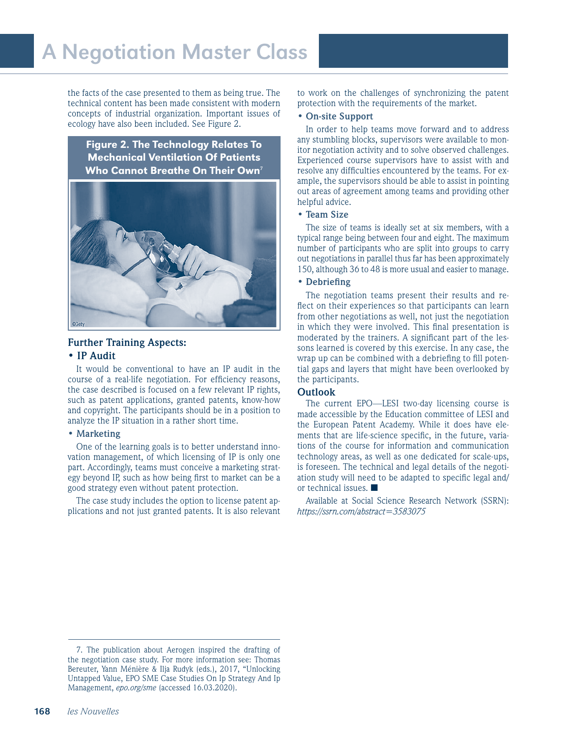the facts of the case presented to them as being true. The technical content has been made consistent with modern concepts of industrial organization. Important issues of ecology have also been included. See Figure 2.

**Figure 2. The Technology Relates To Mechanical Ventilation Of Patients Who Cannot Breathe On Their Own**[7]

©Getty

## Further Training Aspects:

### • IP Audit

It would be conventional to have an IP audit in the course of a real-life negotiation. For efficiency reasons, the case described is focused on a few relevant IP rights, such as patent applications, granted patents, know-how and copyright. The participants should be in a position to analyze the IP situation in a rather short time.

### • Marketing

One of the learning goals is to better understand innovation management, of which licensing of IP is only one part. Accordingly, teams must conceive a marketing strategy beyond IP, such as how being first to market can be a good strategy even without patent protection.

The case study includes the option to license patent applications and not just granted patents. It is also relevant to work on the challenges of synchronizing the patent protection with the requirements of the market.

### • On-site Support

In order to help teams move forward and to address any stumbling blocks, supervisors were available to monitor negotiation activity and to solve observed challenges. Experienced course supervisors have to assist with and resolve any difficulties encountered by the teams. For example, the supervisors should be able to assist in pointing out areas of agreement among teams and providing other helpful advice.

### • Team Size

The size of teams is ideally set at six members, with a typical range being between four and eight. The maximum number of participants who are split into groups to carry out negotiations in parallel thus far has been approximately 150, although 36 to 48 is more usual and easier to manage.

### • Debriefing

The negotiation teams present their results and reflect on their experiences so that participants can learn from other negotiations as well, not just the negotiation in which they were involved. This final presentation is moderated by the trainers. A significant part of the lessons learned is covered by this exercise. In any case, the wrap up can be combined with a debriefing to fill potential gaps and layers that might have been overlooked by the participants.

## Outlook

The current EPO—LESI two-day licensing course is made accessible by the Education committee of LESI and the European Patent Academy. While it does have elements that are life-science specific, in the future, variations of the course for information and communication technology areas, as well as one dedicated for scale-ups, is foreseen. The technical and legal details of the negotiation study will need to be adapted to specific legal and/or technical issues. ■

Available at Social Science Research Network (SSRN): *https://ssrn.com/abstract=3583075*

---

7. The publication about Aerogen inspired the drafting of the negotiation case study. For more information see: Thomas Bereuter, Yann Ménière & Ilja Rudyk (eds.), 2017, "Unlocking Untapped Value, EPO SME Case Studies On Ip Strategy And Ip Management, *epo.org/sme* (accessed 16.03.2020).